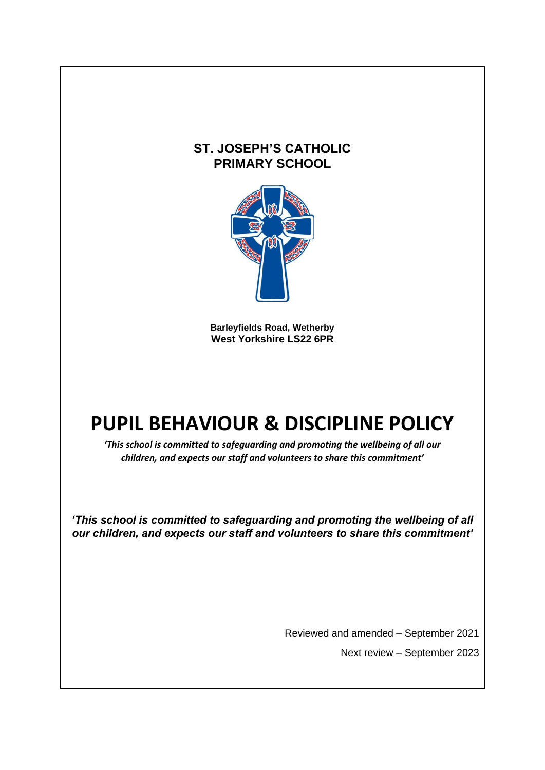**ST. JOSEPH'S CATHOLIC PRIMARY SCHOOL**

**Barleyfields Road, Wetherby**
**West Yorkshire LS22 6PR**

# PUPIL BEHAVIOUR & DISCIPLINE POLICY

***'This school is committed to safeguarding and promoting the wellbeing of all our children, and expects our staff and volunteers to share this commitment'***

***'This school is committed to safeguarding and promoting the wellbeing of all our children, and expects our staff and volunteers to share this commitment'***

Reviewed and amended – September 2021

Next review – September 2023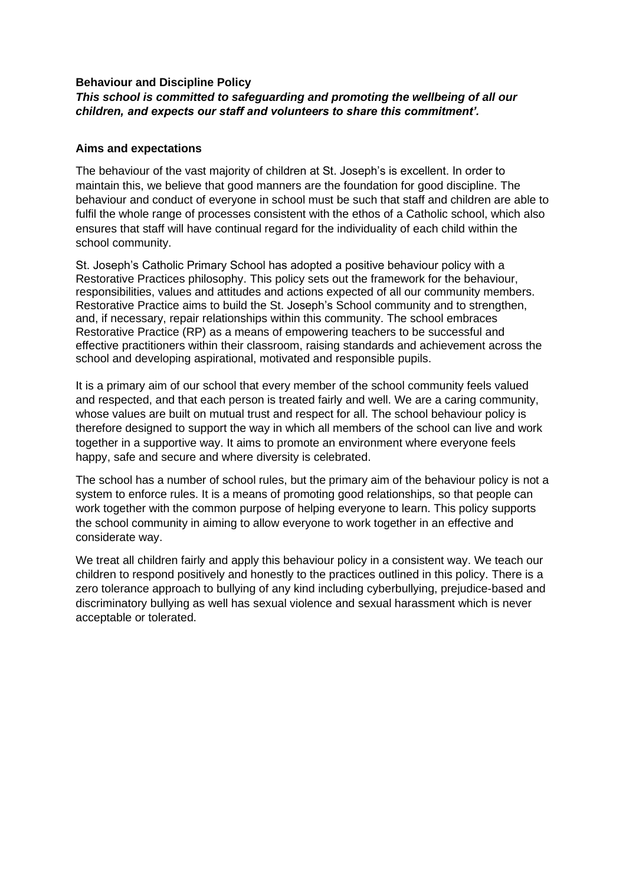**Behaviour and Discipline Policy**

***This school is committed to safeguarding and promoting the wellbeing of all our children, and expects our staff and volunteers to share this commitment'.***

**Aims and expectations**

The behaviour of the vast majority of children at St. Joseph's is excellent. In order to maintain this, we believe that good manners are the foundation for good discipline. The behaviour and conduct of everyone in school must be such that staff and children are able to fulfil the whole range of processes consistent with the ethos of a Catholic school, which also ensures that staff will have continual regard for the individuality of each child within the school community.

St. Joseph's Catholic Primary School has adopted a positive behaviour policy with a Restorative Practices philosophy. This policy sets out the framework for the behaviour, responsibilities, values and attitudes and actions expected of all our community members. Restorative Practice aims to build the St. Joseph's School community and to strengthen, and, if necessary, repair relationships within this community. The school embraces Restorative Practice (RP) as a means of empowering teachers to be successful and effective practitioners within their classroom, raising standards and achievement across the school and developing aspirational, motivated and responsible pupils.

It is a primary aim of our school that every member of the school community feels valued and respected, and that each person is treated fairly and well. We are a caring community, whose values are built on mutual trust and respect for all. The school behaviour policy is therefore designed to support the way in which all members of the school can live and work together in a supportive way. It aims to promote an environment where everyone feels happy, safe and secure and where diversity is celebrated.

The school has a number of school rules, but the primary aim of the behaviour policy is not a system to enforce rules. It is a means of promoting good relationships, so that people can work together with the common purpose of helping everyone to learn. This policy supports the school community in aiming to allow everyone to work together in an effective and considerate way.

We treat all children fairly and apply this behaviour policy in a consistent way. We teach our children to respond positively and honestly to the practices outlined in this policy. There is a zero tolerance approach to bullying of any kind including cyberbullying, prejudice-based and discriminatory bullying as well has sexual violence and sexual harassment which is never acceptable or tolerated.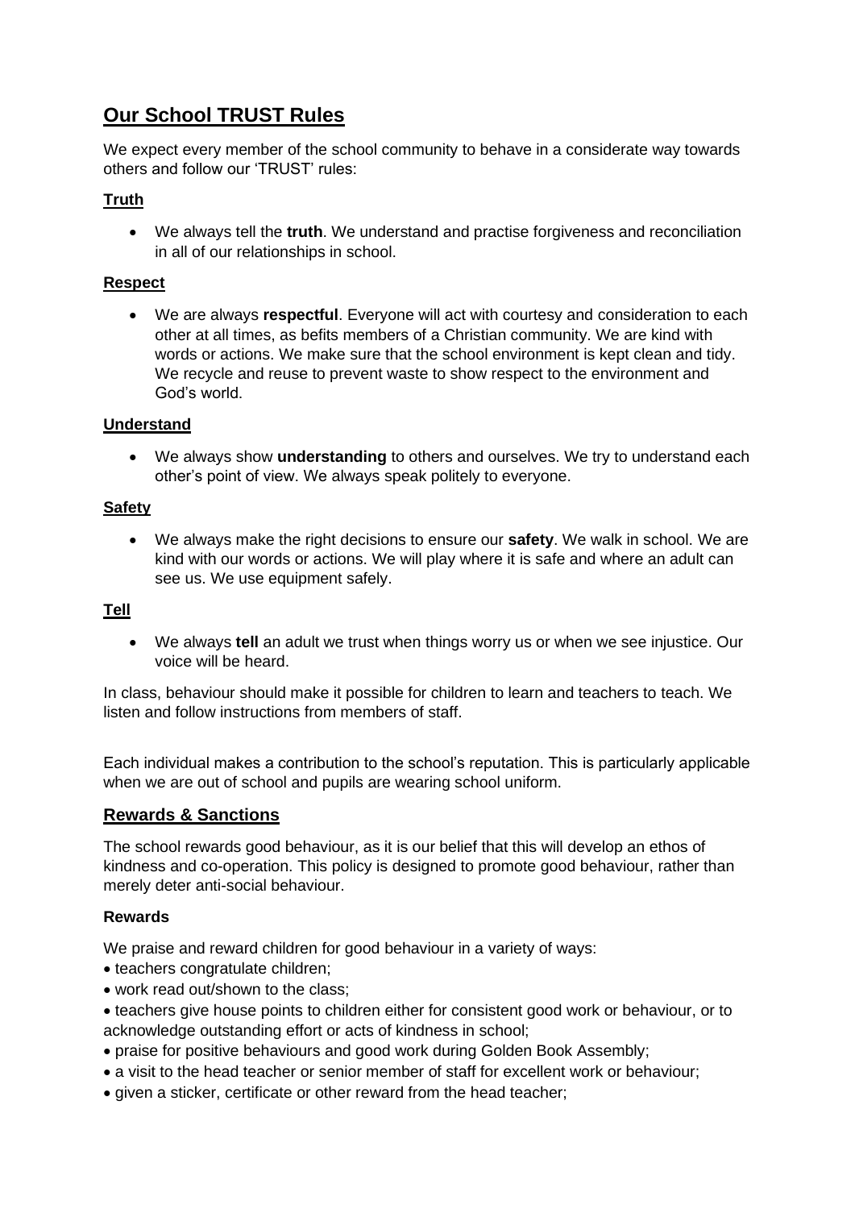## Our School TRUST Rules

We expect every member of the school community to behave in a considerate way towards others and follow our 'TRUST' rules:

### Truth

- We always tell the **truth**. We understand and practise forgiveness and reconciliation in all of our relationships in school.

### Respect

- We are always **respectful**. Everyone will act with courtesy and consideration to each other at all times, as befits members of a Christian community. We are kind with words or actions. We make sure that the school environment is kept clean and tidy. We recycle and reuse to prevent waste to show respect to the environment and God's world.

### Understand

- We always show **understanding** to others and ourselves. We try to understand each other's point of view. We always speak politely to everyone.

### Safety

- We always make the right decisions to ensure our **safety**. We walk in school. We are kind with our words or actions. We will play where it is safe and where an adult can see us. We use equipment safely.

### Tell

- We always **tell** an adult we trust when things worry us or when we see injustice. Our voice will be heard.

In class, behaviour should make it possible for children to learn and teachers to teach. We listen and follow instructions from members of staff.

Each individual makes a contribution to the school's reputation. This is particularly applicable when we are out of school and pupils are wearing school uniform.

## Rewards & Sanctions

The school rewards good behaviour, as it is our belief that this will develop an ethos of kindness and co-operation. This policy is designed to promote good behaviour, rather than merely deter anti-social behaviour.

**Rewards**

We praise and reward children for good behaviour in a variety of ways:

- teachers congratulate children;
- work read out/shown to the class;
- teachers give house points to children either for consistent good work or behaviour, or to acknowledge outstanding effort or acts of kindness in school;
- praise for positive behaviours and good work during Golden Book Assembly;
- a visit to the head teacher or senior member of staff for excellent work or behaviour;
- given a sticker, certificate or other reward from the head teacher;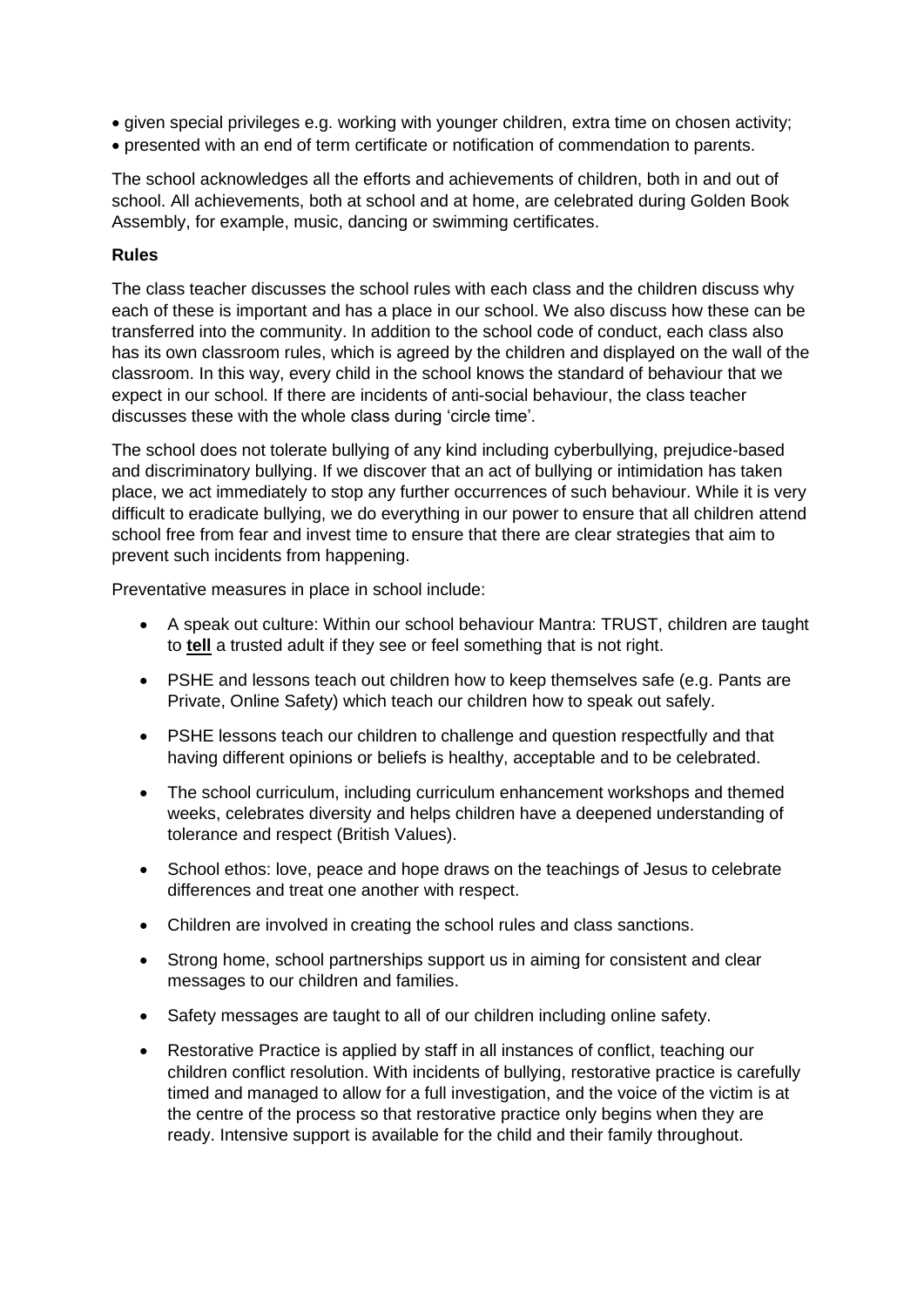- given special privileges e.g. working with younger children, extra time on chosen activity;
- presented with an end of term certificate or notification of commendation to parents.

The school acknowledges all the efforts and achievements of children, both in and out of school. All achievements, both at school and at home, are celebrated during Golden Book Assembly, for example, music, dancing or swimming certificates.

**Rules**

The class teacher discusses the school rules with each class and the children discuss why each of these is important and has a place in our school. We also discuss how these can be transferred into the community. In addition to the school code of conduct, each class also has its own classroom rules, which is agreed by the children and displayed on the wall of the classroom. In this way, every child in the school knows the standard of behaviour that we expect in our school. If there are incidents of anti-social behaviour, the class teacher discusses these with the whole class during 'circle time'.

The school does not tolerate bullying of any kind including cyberbullying, prejudice-based and discriminatory bullying. If we discover that an act of bullying or intimidation has taken place, we act immediately to stop any further occurrences of such behaviour. While it is very difficult to eradicate bullying, we do everything in our power to ensure that all children attend school free from fear and invest time to ensure that there are clear strategies that aim to prevent such incidents from happening.

Preventative measures in place in school include:

- A speak out culture: Within our school behaviour Mantra: TRUST, children are taught to **tell** a trusted adult if they see or feel something that is not right.
- PSHE and lessons teach out children how to keep themselves safe (e.g. Pants are Private, Online Safety) which teach our children how to speak out safely.
- PSHE lessons teach our children to challenge and question respectfully and that having different opinions or beliefs is healthy, acceptable and to be celebrated.
- The school curriculum, including curriculum enhancement workshops and themed weeks, celebrates diversity and helps children have a deepened understanding of tolerance and respect (British Values).
- School ethos: love, peace and hope draws on the teachings of Jesus to celebrate differences and treat one another with respect.
- Children are involved in creating the school rules and class sanctions.
- Strong home, school partnerships support us in aiming for consistent and clear messages to our children and families.
- Safety messages are taught to all of our children including online safety.
- Restorative Practice is applied by staff in all instances of conflict, teaching our children conflict resolution. With incidents of bullying, restorative practice is carefully timed and managed to allow for a full investigation, and the voice of the victim is at the centre of the process so that restorative practice only begins when they are ready. Intensive support is available for the child and their family throughout.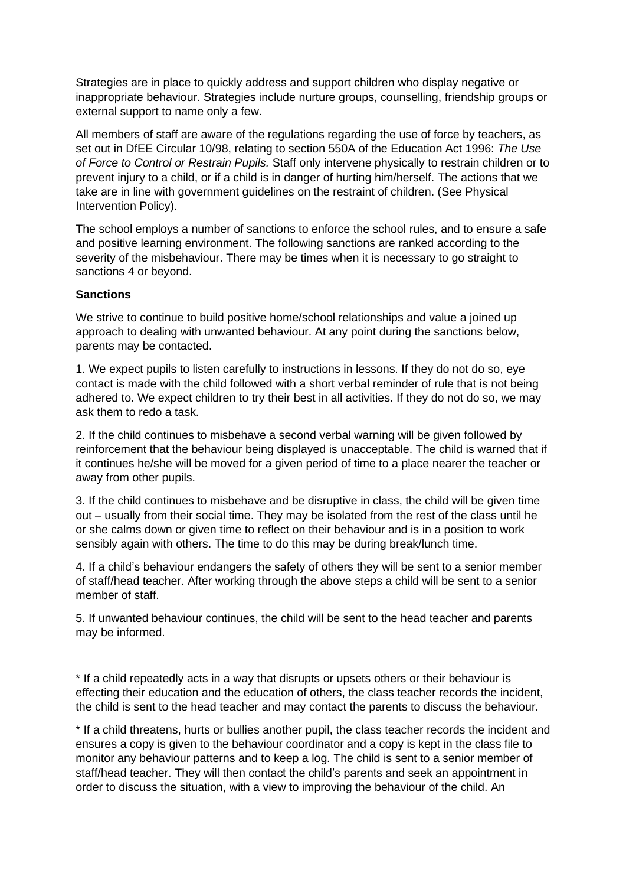Strategies are in place to quickly address and support children who display negative or inappropriate behaviour. Strategies include nurture groups, counselling, friendship groups or external support to name only a few.

All members of staff are aware of the regulations regarding the use of force by teachers, as set out in DfEE Circular 10/98, relating to section 550A of the Education Act 1996: *The Use of Force to Control or Restrain Pupils.* Staff only intervene physically to restrain children or to prevent injury to a child, or if a child is in danger of hurting him/herself. The actions that we take are in line with government guidelines on the restraint of children. (See Physical Intervention Policy).

The school employs a number of sanctions to enforce the school rules, and to ensure a safe and positive learning environment. The following sanctions are ranked according to the severity of the misbehaviour. There may be times when it is necessary to go straight to sanctions 4 or beyond.

**Sanctions**

We strive to continue to build positive home/school relationships and value a joined up approach to dealing with unwanted behaviour. At any point during the sanctions below, parents may be contacted.

1. We expect pupils to listen carefully to instructions in lessons. If they do not do so, eye contact is made with the child followed with a short verbal reminder of rule that is not being adhered to. We expect children to try their best in all activities. If they do not do so, we may ask them to redo a task.

2. If the child continues to misbehave a second verbal warning will be given followed by reinforcement that the behaviour being displayed is unacceptable. The child is warned that if it continues he/she will be moved for a given period of time to a place nearer the teacher or away from other pupils.

3. If the child continues to misbehave and be disruptive in class, the child will be given time out – usually from their social time. They may be isolated from the rest of the class until he or she calms down or given time to reflect on their behaviour and is in a position to work sensibly again with others. The time to do this may be during break/lunch time.

4. If a child's behaviour endangers the safety of others they will be sent to a senior member of staff/head teacher. After working through the above steps a child will be sent to a senior member of staff.

5. If unwanted behaviour continues, the child will be sent to the head teacher and parents may be informed.

* If a child repeatedly acts in a way that disrupts or upsets others or their behaviour is effecting their education and the education of others, the class teacher records the incident, the child is sent to the head teacher and may contact the parents to discuss the behaviour.

* If a child threatens, hurts or bullies another pupil, the class teacher records the incident and ensures a copy is given to the behaviour coordinator and a copy is kept in the class file to monitor any behaviour patterns and to keep a log. The child is sent to a senior member of staff/head teacher. They will then contact the child's parents and seek an appointment in order to discuss the situation, with a view to improving the behaviour of the child. An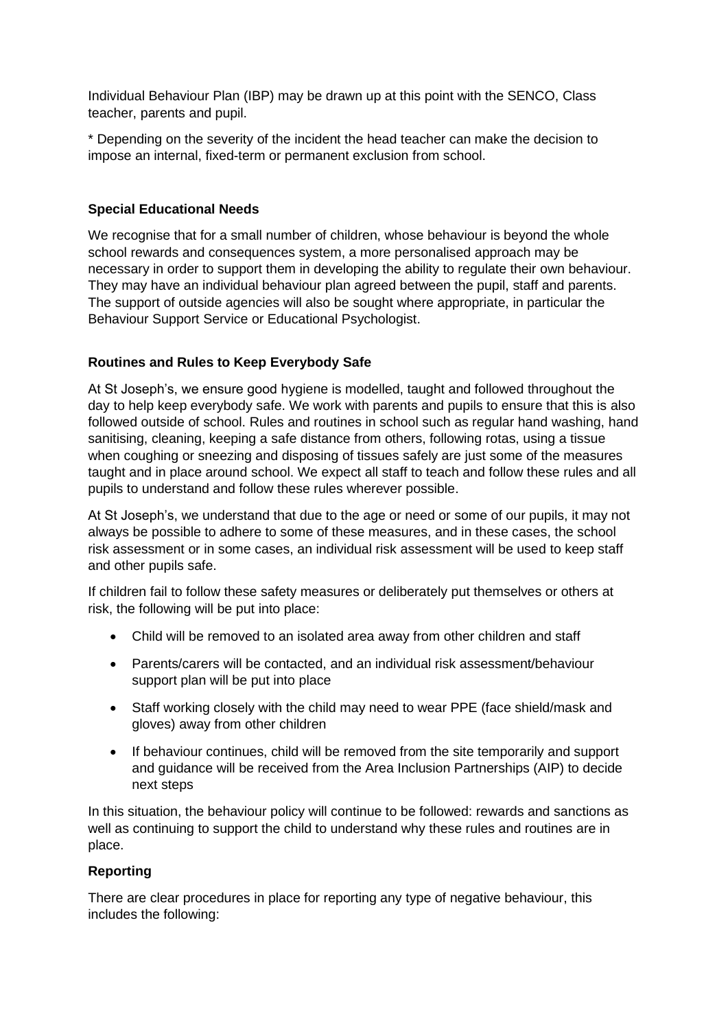Individual Behaviour Plan (IBP) may be drawn up at this point with the SENCO, Class teacher, parents and pupil.

* Depending on the severity of the incident the head teacher can make the decision to impose an internal, fixed-term or permanent exclusion from school.

### Special Educational Needs

We recognise that for a small number of children, whose behaviour is beyond the whole school rewards and consequences system, a more personalised approach may be necessary in order to support them in developing the ability to regulate their own behaviour. They may have an individual behaviour plan agreed between the pupil, staff and parents. The support of outside agencies will also be sought where appropriate, in particular the Behaviour Support Service or Educational Psychologist.

### Routines and Rules to Keep Everybody Safe

At St Joseph's, we ensure good hygiene is modelled, taught and followed throughout the day to help keep everybody safe. We work with parents and pupils to ensure that this is also followed outside of school. Rules and routines in school such as regular hand washing, hand sanitising, cleaning, keeping a safe distance from others, following rotas, using a tissue when coughing or sneezing and disposing of tissues safely are just some of the measures taught and in place around school. We expect all staff to teach and follow these rules and all pupils to understand and follow these rules wherever possible.

At St Joseph's, we understand that due to the age or need or some of our pupils, it may not always be possible to adhere to some of these measures, and in these cases, the school risk assessment or in some cases, an individual risk assessment will be used to keep staff and other pupils safe.

If children fail to follow these safety measures or deliberately put themselves or others at risk, the following will be put into place:

- Child will be removed to an isolated area away from other children and staff
- Parents/carers will be contacted, and an individual risk assessment/behaviour support plan will be put into place
- Staff working closely with the child may need to wear PPE (face shield/mask and gloves) away from other children
- If behaviour continues, child will be removed from the site temporarily and support and guidance will be received from the Area Inclusion Partnerships (AIP) to decide next steps

In this situation, the behaviour policy will continue to be followed: rewards and sanctions as well as continuing to support the child to understand why these rules and routines are in place.

### Reporting

There are clear procedures in place for reporting any type of negative behaviour, this includes the following: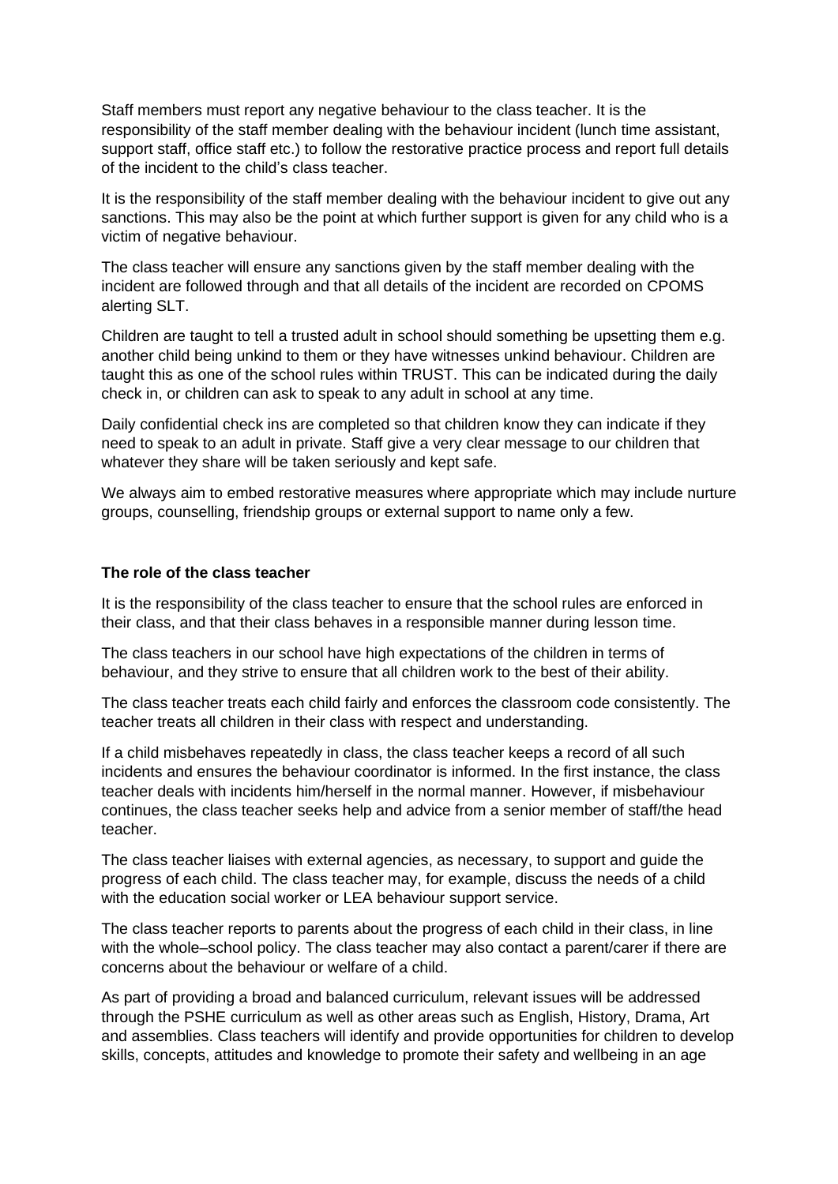Staff members must report any negative behaviour to the class teacher. It is the responsibility of the staff member dealing with the behaviour incident (lunch time assistant, support staff, office staff etc.) to follow the restorative practice process and report full details of the incident to the child's class teacher.

It is the responsibility of the staff member dealing with the behaviour incident to give out any sanctions. This may also be the point at which further support is given for any child who is a victim of negative behaviour.

The class teacher will ensure any sanctions given by the staff member dealing with the incident are followed through and that all details of the incident are recorded on CPOMS alerting SLT.

Children are taught to tell a trusted adult in school should something be upsetting them e.g. another child being unkind to them or they have witnesses unkind behaviour. Children are taught this as one of the school rules within TRUST. This can be indicated during the daily check in, or children can ask to speak to any adult in school at any time.

Daily confidential check ins are completed so that children know they can indicate if they need to speak to an adult in private. Staff give a very clear message to our children that whatever they share will be taken seriously and kept safe.

We always aim to embed restorative measures where appropriate which may include nurture groups, counselling, friendship groups or external support to name only a few.

**The role of the class teacher**

It is the responsibility of the class teacher to ensure that the school rules are enforced in their class, and that their class behaves in a responsible manner during lesson time.

The class teachers in our school have high expectations of the children in terms of behaviour, and they strive to ensure that all children work to the best of their ability.

The class teacher treats each child fairly and enforces the classroom code consistently. The teacher treats all children in their class with respect and understanding.

If a child misbehaves repeatedly in class, the class teacher keeps a record of all such incidents and ensures the behaviour coordinator is informed. In the first instance, the class teacher deals with incidents him/herself in the normal manner. However, if misbehaviour continues, the class teacher seeks help and advice from a senior member of staff/the head teacher.

The class teacher liaises with external agencies, as necessary, to support and guide the progress of each child. The class teacher may, for example, discuss the needs of a child with the education social worker or LEA behaviour support service.

The class teacher reports to parents about the progress of each child in their class, in line with the whole–school policy. The class teacher may also contact a parent/carer if there are concerns about the behaviour or welfare of a child.

As part of providing a broad and balanced curriculum, relevant issues will be addressed through the PSHE curriculum as well as other areas such as English, History, Drama, Art and assemblies. Class teachers will identify and provide opportunities for children to develop skills, concepts, attitudes and knowledge to promote their safety and wellbeing in an age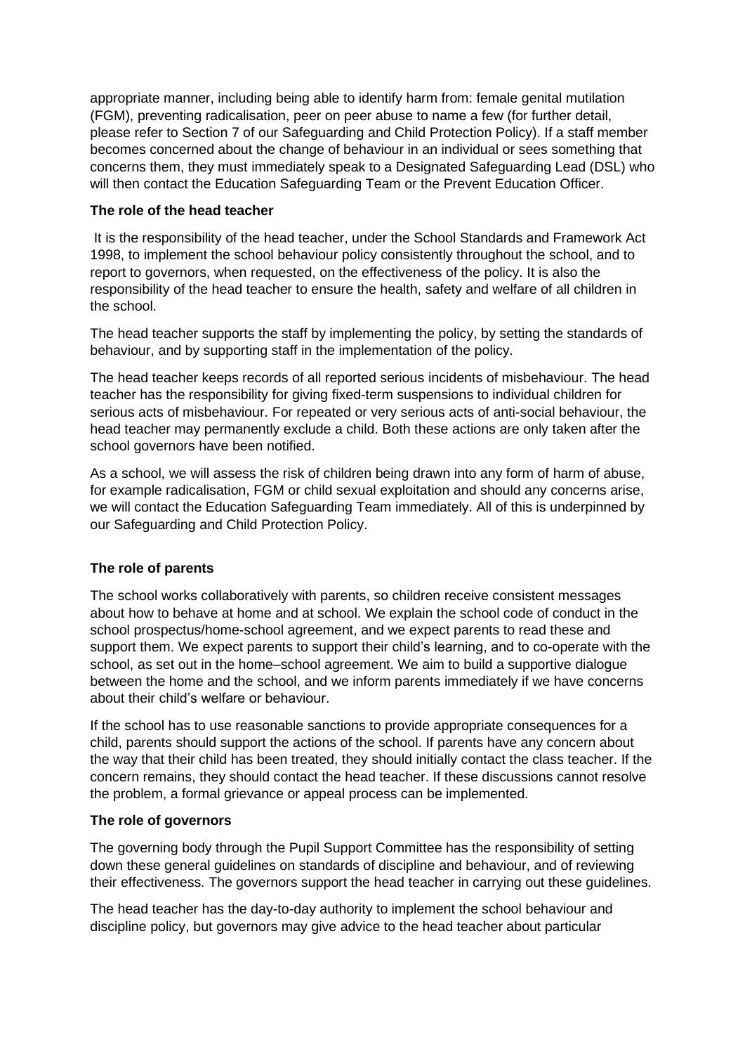appropriate manner, including being able to identify harm from: female genital mutilation (FGM), preventing radicalisation, peer on peer abuse to name a few (for further detail, please refer to Section 7 of our Safeguarding and Child Protection Policy). If a staff member becomes concerned about the change of behaviour in an individual or sees something that concerns them, they must immediately speak to a Designated Safeguarding Lead (DSL) who will then contact the Education Safeguarding Team or the Prevent Education Officer.

**The role of the head teacher**

It is the responsibility of the head teacher, under the School Standards and Framework Act 1998, to implement the school behaviour policy consistently throughout the school, and to report to governors, when requested, on the effectiveness of the policy. It is also the responsibility of the head teacher to ensure the health, safety and welfare of all children in the school.

The head teacher supports the staff by implementing the policy, by setting the standards of behaviour, and by supporting staff in the implementation of the policy.

The head teacher keeps records of all reported serious incidents of misbehaviour. The head teacher has the responsibility for giving fixed-term suspensions to individual children for serious acts of misbehaviour. For repeated or very serious acts of anti-social behaviour, the head teacher may permanently exclude a child. Both these actions are only taken after the school governors have been notified.

As a school, we will assess the risk of children being drawn into any form of harm of abuse, for example radicalisation, FGM or child sexual exploitation and should any concerns arise, we will contact the Education Safeguarding Team immediately. All of this is underpinned by our Safeguarding and Child Protection Policy.

**The role of parents**

The school works collaboratively with parents, so children receive consistent messages about how to behave at home and at school. We explain the school code of conduct in the school prospectus/home-school agreement, and we expect parents to read these and support them. We expect parents to support their child's learning, and to co-operate with the school, as set out in the home–school agreement. We aim to build a supportive dialogue between the home and the school, and we inform parents immediately if we have concerns about their child's welfare or behaviour.

If the school has to use reasonable sanctions to provide appropriate consequences for a child, parents should support the actions of the school. If parents have any concern about the way that their child has been treated, they should initially contact the class teacher. If the concern remains, they should contact the head teacher. If these discussions cannot resolve the problem, a formal grievance or appeal process can be implemented.

**The role of governors**

The governing body through the Pupil Support Committee has the responsibility of setting down these general guidelines on standards of discipline and behaviour, and of reviewing their effectiveness. The governors support the head teacher in carrying out these guidelines.

The head teacher has the day-to-day authority to implement the school behaviour and discipline policy, but governors may give advice to the head teacher about particular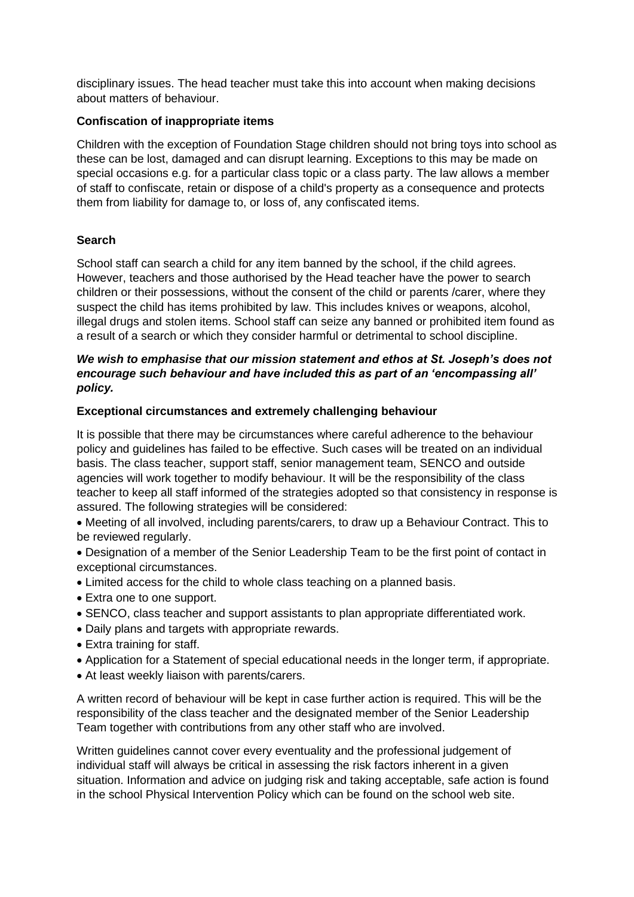disciplinary issues. The head teacher must take this into account when making decisions about matters of behaviour.

**Confiscation of inappropriate items**

Children with the exception of Foundation Stage children should not bring toys into school as these can be lost, damaged and can disrupt learning. Exceptions to this may be made on special occasions e.g. for a particular class topic or a class party. The law allows a member of staff to confiscate, retain or dispose of a child's property as a consequence and protects them from liability for damage to, or loss of, any confiscated items.

**Search**

School staff can search a child for any item banned by the school, if the child agrees. However, teachers and those authorised by the Head teacher have the power to search children or their possessions, without the consent of the child or parents /carer, where they suspect the child has items prohibited by law. This includes knives or weapons, alcohol, illegal drugs and stolen items. School staff can seize any banned or prohibited item found as a result of a search or which they consider harmful or detrimental to school discipline.

***We wish to emphasise that our mission statement and ethos at St. Joseph's does not encourage such behaviour and have included this as part of an 'encompassing all' policy.***

**Exceptional circumstances and extremely challenging behaviour**

It is possible that there may be circumstances where careful adherence to the behaviour policy and guidelines has failed to be effective. Such cases will be treated on an individual basis. The class teacher, support staff, senior management team, SENCO and outside agencies will work together to modify behaviour. It will be the responsibility of the class teacher to keep all staff informed of the strategies adopted so that consistency in response is assured. The following strategies will be considered:

- Meeting of all involved, including parents/carers, to draw up a Behaviour Contract. This to be reviewed regularly.
- Designation of a member of the Senior Leadership Team to be the first point of contact in exceptional circumstances.
- Limited access for the child to whole class teaching on a planned basis.
- Extra one to one support.
- SENCO, class teacher and support assistants to plan appropriate differentiated work.
- Daily plans and targets with appropriate rewards.
- Extra training for staff.
- Application for a Statement of special educational needs in the longer term, if appropriate.
- At least weekly liaison with parents/carers.

A written record of behaviour will be kept in case further action is required. This will be the responsibility of the class teacher and the designated member of the Senior Leadership Team together with contributions from any other staff who are involved.

Written guidelines cannot cover every eventuality and the professional judgement of individual staff will always be critical in assessing the risk factors inherent in a given situation. Information and advice on judging risk and taking acceptable, safe action is found in the school Physical Intervention Policy which can be found on the school web site.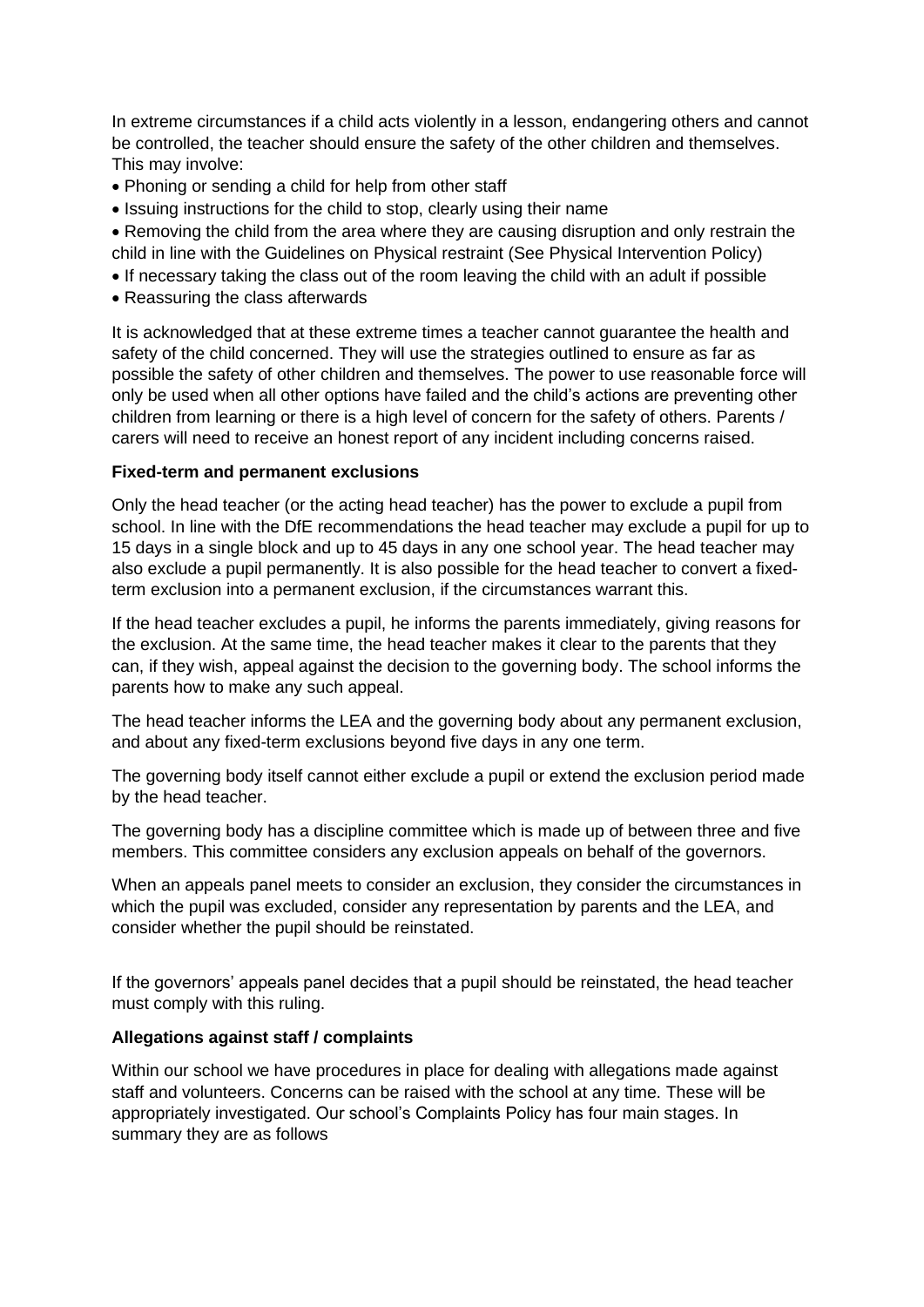In extreme circumstances if a child acts violently in a lesson, endangering others and cannot be controlled, the teacher should ensure the safety of the other children and themselves. This may involve:

- Phoning or sending a child for help from other staff
- Issuing instructions for the child to stop, clearly using their name
- Removing the child from the area where they are causing disruption and only restrain the child in line with the Guidelines on Physical restraint (See Physical Intervention Policy)
- If necessary taking the class out of the room leaving the child with an adult if possible
- Reassuring the class afterwards

It is acknowledged that at these extreme times a teacher cannot guarantee the health and safety of the child concerned. They will use the strategies outlined to ensure as far as possible the safety of other children and themselves. The power to use reasonable force will only be used when all other options have failed and the child's actions are preventing other children from learning or there is a high level of concern for the safety of others. Parents / carers will need to receive an honest report of any incident including concerns raised.

**Fixed-term and permanent exclusions**

Only the head teacher (or the acting head teacher) has the power to exclude a pupil from school. In line with the DfE recommendations the head teacher may exclude a pupil for up to 15 days in a single block and up to 45 days in any one school year. The head teacher may also exclude a pupil permanently. It is also possible for the head teacher to convert a fixed-term exclusion into a permanent exclusion, if the circumstances warrant this.

If the head teacher excludes a pupil, he informs the parents immediately, giving reasons for the exclusion. At the same time, the head teacher makes it clear to the parents that they can, if they wish, appeal against the decision to the governing body. The school informs the parents how to make any such appeal.

The head teacher informs the LEA and the governing body about any permanent exclusion, and about any fixed-term exclusions beyond five days in any one term.

The governing body itself cannot either exclude a pupil or extend the exclusion period made by the head teacher.

The governing body has a discipline committee which is made up of between three and five members. This committee considers any exclusion appeals on behalf of the governors.

When an appeals panel meets to consider an exclusion, they consider the circumstances in which the pupil was excluded, consider any representation by parents and the LEA, and consider whether the pupil should be reinstated.

If the governors' appeals panel decides that a pupil should be reinstated, the head teacher must comply with this ruling.

**Allegations against staff / complaints**

Within our school we have procedures in place for dealing with allegations made against staff and volunteers. Concerns can be raised with the school at any time. These will be appropriately investigated. Our school's Complaints Policy has four main stages. In summary they are as follows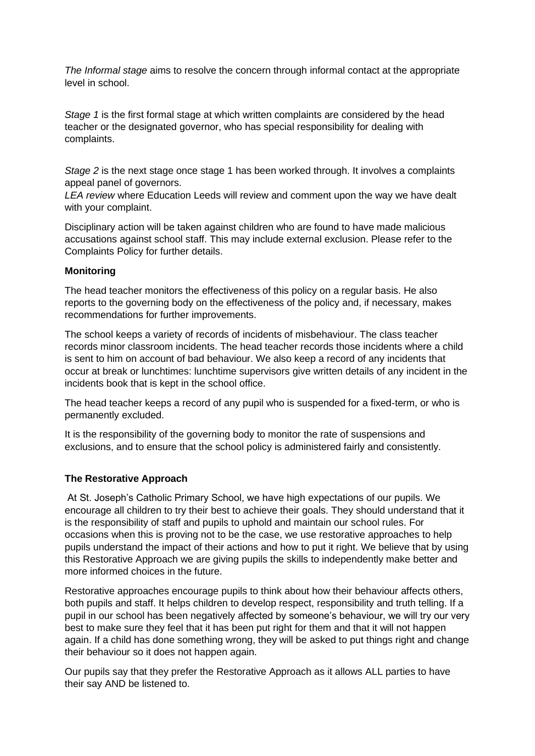*The Informal stage* aims to resolve the concern through informal contact at the appropriate level in school.

*Stage 1* is the first formal stage at which written complaints are considered by the head teacher or the designated governor, who has special responsibility for dealing with complaints.

*Stage 2* is the next stage once stage 1 has been worked through. It involves a complaints appeal panel of governors.

*LEA review* where Education Leeds will review and comment upon the way we have dealt with your complaint.

Disciplinary action will be taken against children who are found to have made malicious accusations against school staff. This may include external exclusion. Please refer to the Complaints Policy for further details.

**Monitoring**

The head teacher monitors the effectiveness of this policy on a regular basis. He also reports to the governing body on the effectiveness of the policy and, if necessary, makes recommendations for further improvements.

The school keeps a variety of records of incidents of misbehaviour. The class teacher records minor classroom incidents. The head teacher records those incidents where a child is sent to him on account of bad behaviour. We also keep a record of any incidents that occur at break or lunchtimes: lunchtime supervisors give written details of any incident in the incidents book that is kept in the school office.

The head teacher keeps a record of any pupil who is suspended for a fixed-term, or who is permanently excluded.

It is the responsibility of the governing body to monitor the rate of suspensions and exclusions, and to ensure that the school policy is administered fairly and consistently.

**The Restorative Approach**

At St. Joseph's Catholic Primary School, we have high expectations of our pupils. We encourage all children to try their best to achieve their goals. They should understand that it is the responsibility of staff and pupils to uphold and maintain our school rules. For occasions when this is proving not to be the case, we use restorative approaches to help pupils understand the impact of their actions and how to put it right. We believe that by using this Restorative Approach we are giving pupils the skills to independently make better and more informed choices in the future.

Restorative approaches encourage pupils to think about how their behaviour affects others, both pupils and staff. It helps children to develop respect, responsibility and truth telling. If a pupil in our school has been negatively affected by someone's behaviour, we will try our very best to make sure they feel that it has been put right for them and that it will not happen again. If a child has done something wrong, they will be asked to put things right and change their behaviour so it does not happen again.

Our pupils say that they prefer the Restorative Approach as it allows ALL parties to have their say AND be listened to.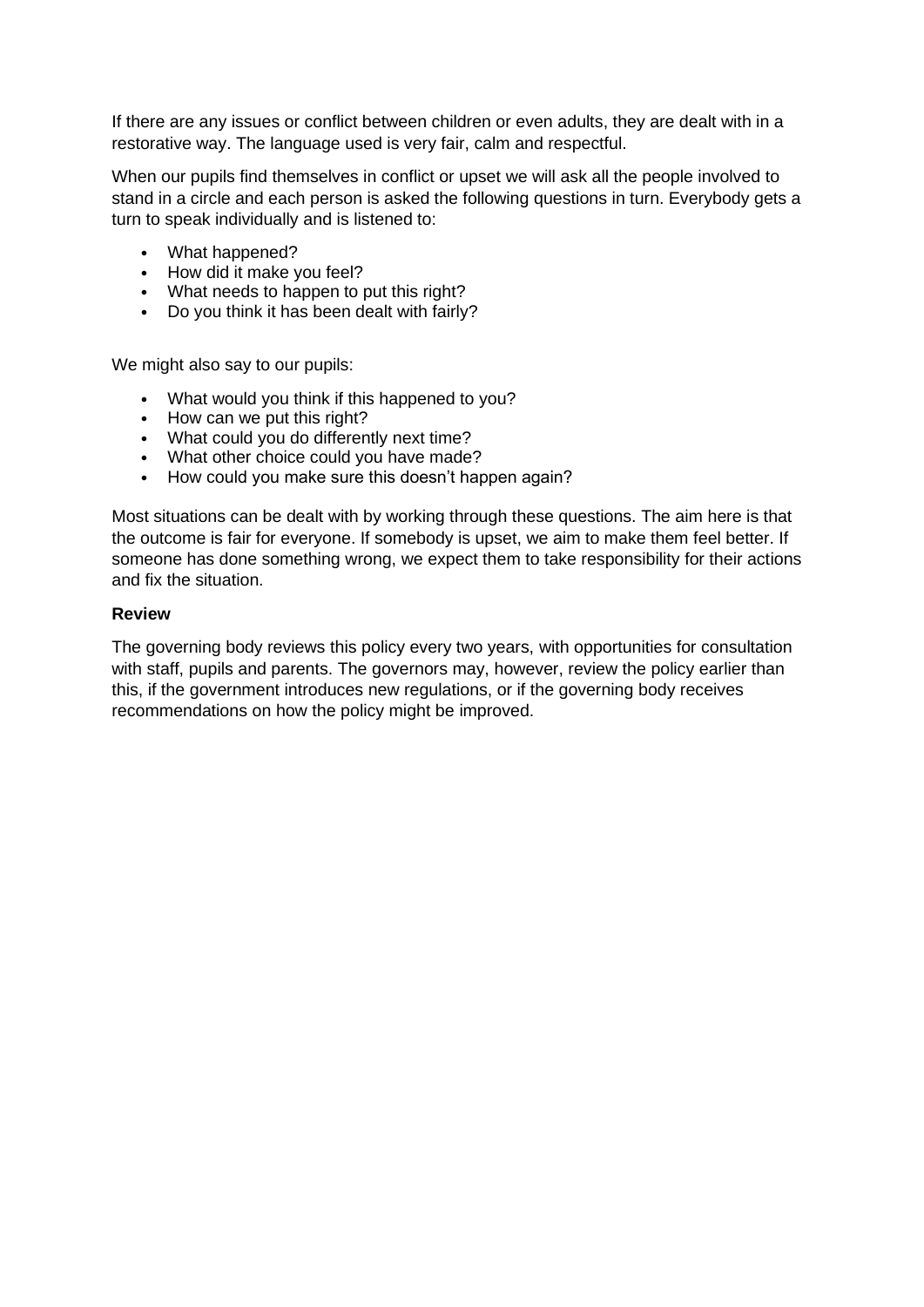If there are any issues or conflict between children or even adults, they are dealt with in a restorative way. The language used is very fair, calm and respectful.

When our pupils find themselves in conflict or upset we will ask all the people involved to stand in a circle and each person is asked the following questions in turn. Everybody gets a turn to speak individually and is listened to:

- What happened?
- How did it make you feel?
- What needs to happen to put this right?
- Do you think it has been dealt with fairly?

We might also say to our pupils:

- What would you think if this happened to you?
- How can we put this right?
- What could you do differently next time?
- What other choice could you have made?
- How could you make sure this doesn't happen again?

Most situations can be dealt with by working through these questions. The aim here is that the outcome is fair for everyone. If somebody is upset, we aim to make them feel better. If someone has done something wrong, we expect them to take responsibility for their actions and fix the situation.

**Review**

The governing body reviews this policy every two years, with opportunities for consultation with staff, pupils and parents. The governors may, however, review the policy earlier than this, if the government introduces new regulations, or if the governing body receives recommendations on how the policy might be improved.